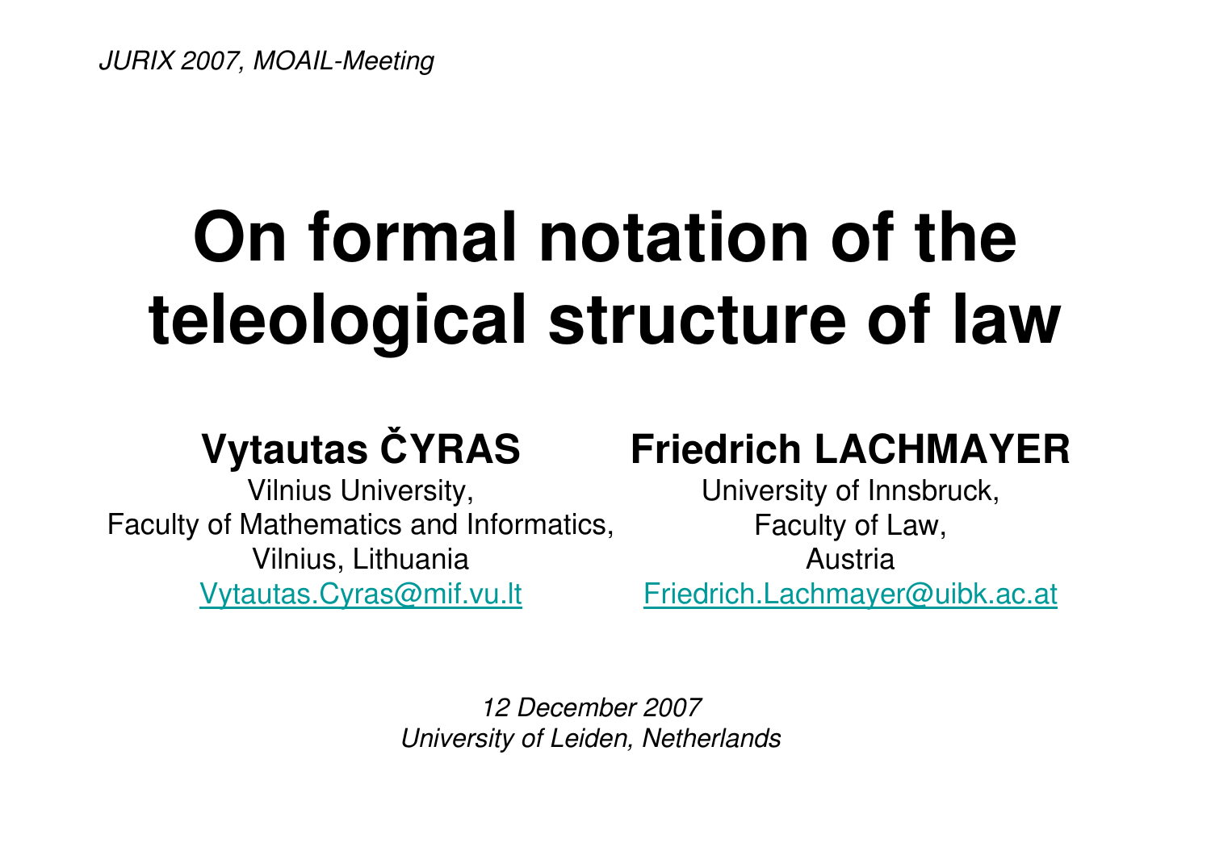*JURIX 2007, MOAIL-Meeting*

# On formal notation of the teleological structure of law

**Vytautas ČYRAS**

Vilnius University,
Faculty of Mathematics and Informatics,
Vilnius, Lithuania
Vytautas.Cyras@mif.vu.lt

**Friedrich LACHMAYER**

University of Innsbruck,
Faculty of Law,
Austria
Friedrich.Lachmayer@uibk.ac.at

*12 December 2007*
*University of Leiden, Netherlands*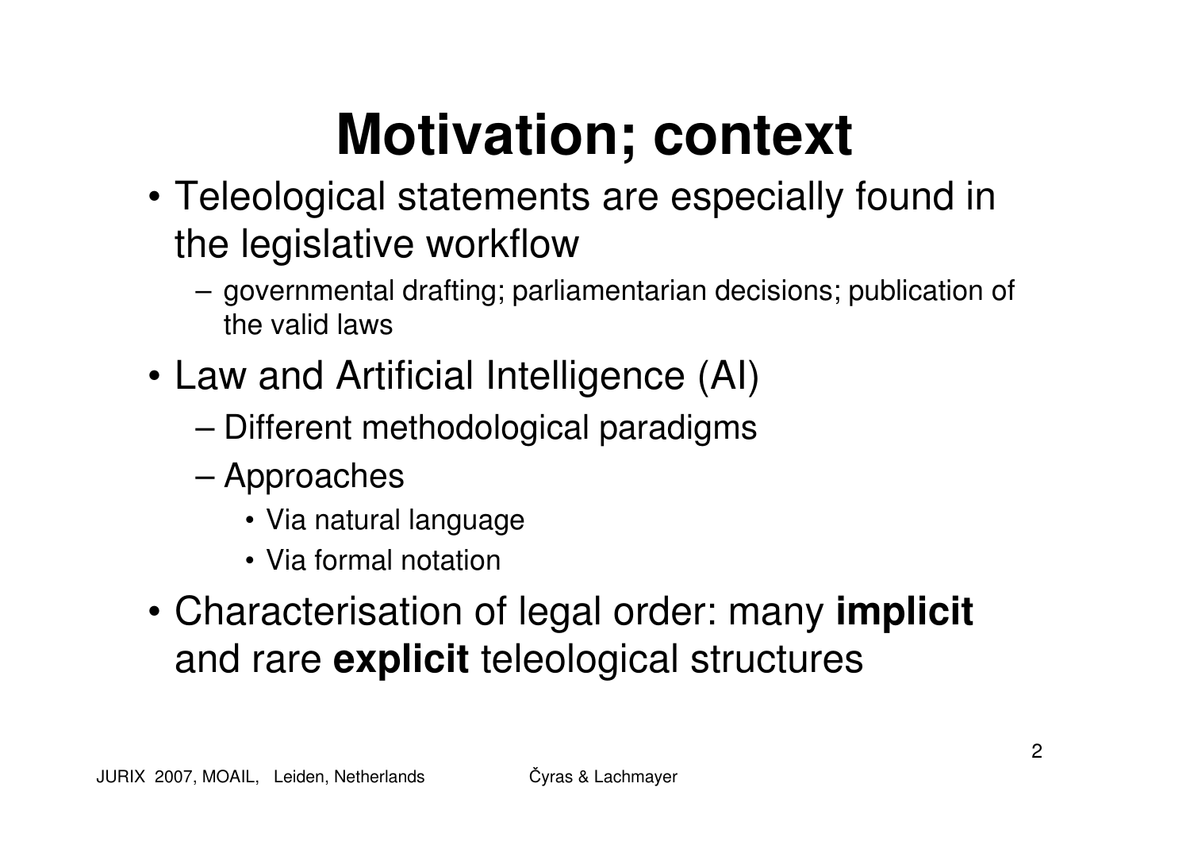# Motivation; context

- Teleological statements are especially found in the legislative workflow
  - governmental drafting; parliamentarian decisions; publication of the valid laws
- Law and Artificial Intelligence (AI)
  - Different methodological paradigms
  - Approaches
    - Via natural language
    - Via formal notation
- Characterisation of legal order: many **implicit** and rare **explicit** teleological structures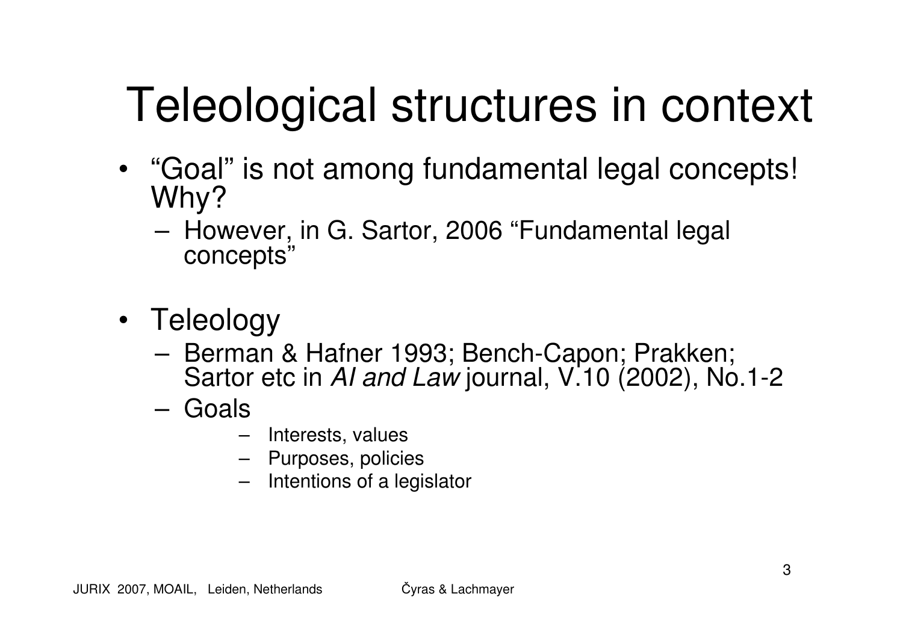# Teleological structures in context

- "Goal" is not among fundamental legal concepts! Why?
  - However, in G. Sartor, 2006 "Fundamental legal concepts"

- Teleology
  - Berman & Hafner 1993; Bench-Capon; Prakken; Sartor etc in *AI and Law* journal, V.10 (2002), No.1-2
  - Goals
    - Interests, values
    - Purposes, policies
    - Intentions of a legislator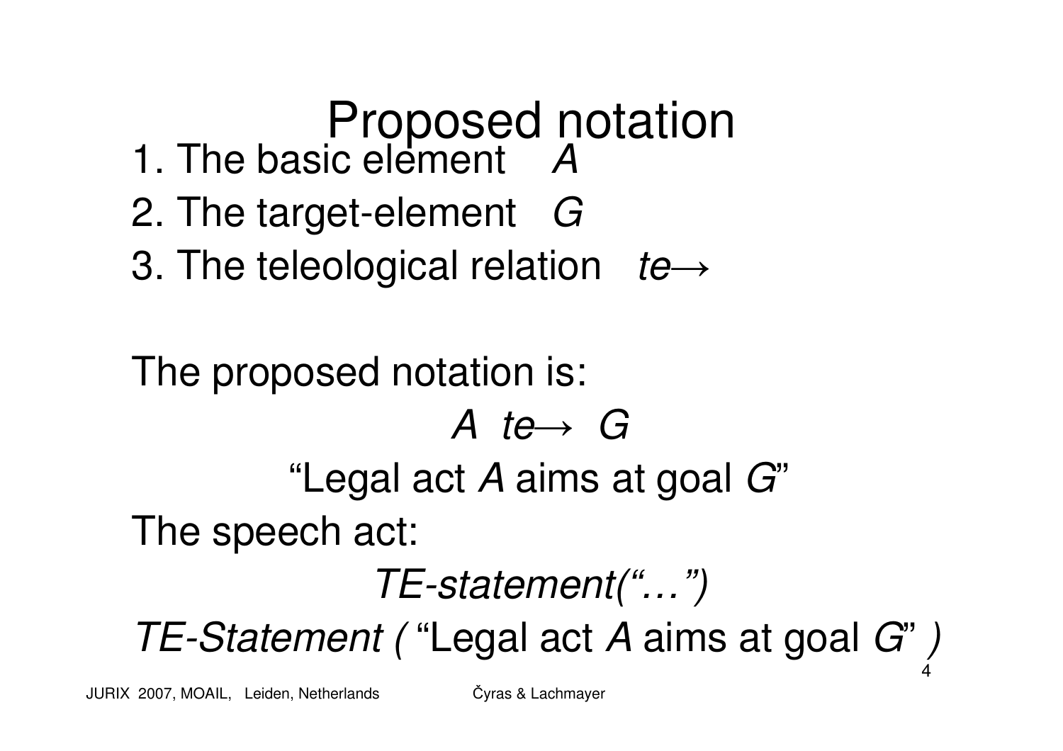# Proposed notation

1. The basic element *A*
2. The target-element *G*
3. The teleological relation *te→*

The proposed notation is:

*A te→ G*

"Legal act *A* aims at goal *G*"

The speech act:

*TE-statement("…")*

*TE-Statement (* "Legal act *A* aims at goal *G*" *)*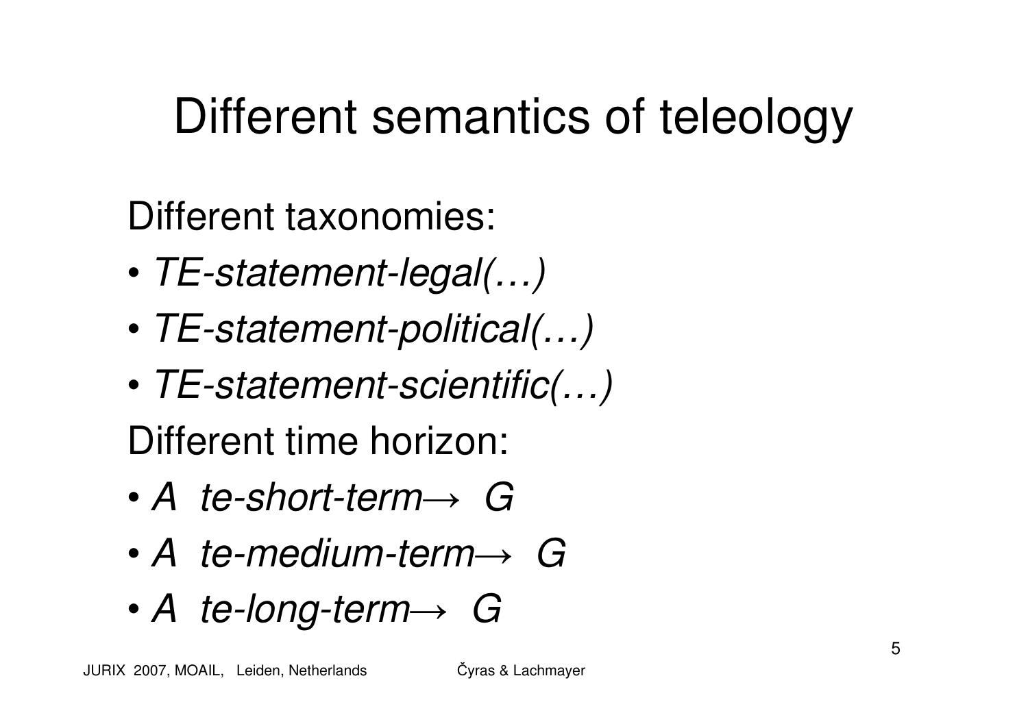# Different semantics of teleology

Different taxonomies:

- *TE-statement-legal(…)*
- *TE-statement-political(…)*
- *TE-statement-scientific(…)*

Different time horizon:

- *A te-short-term→ G*
- *A te-medium-term→ G*
- *A te-long-term→ G*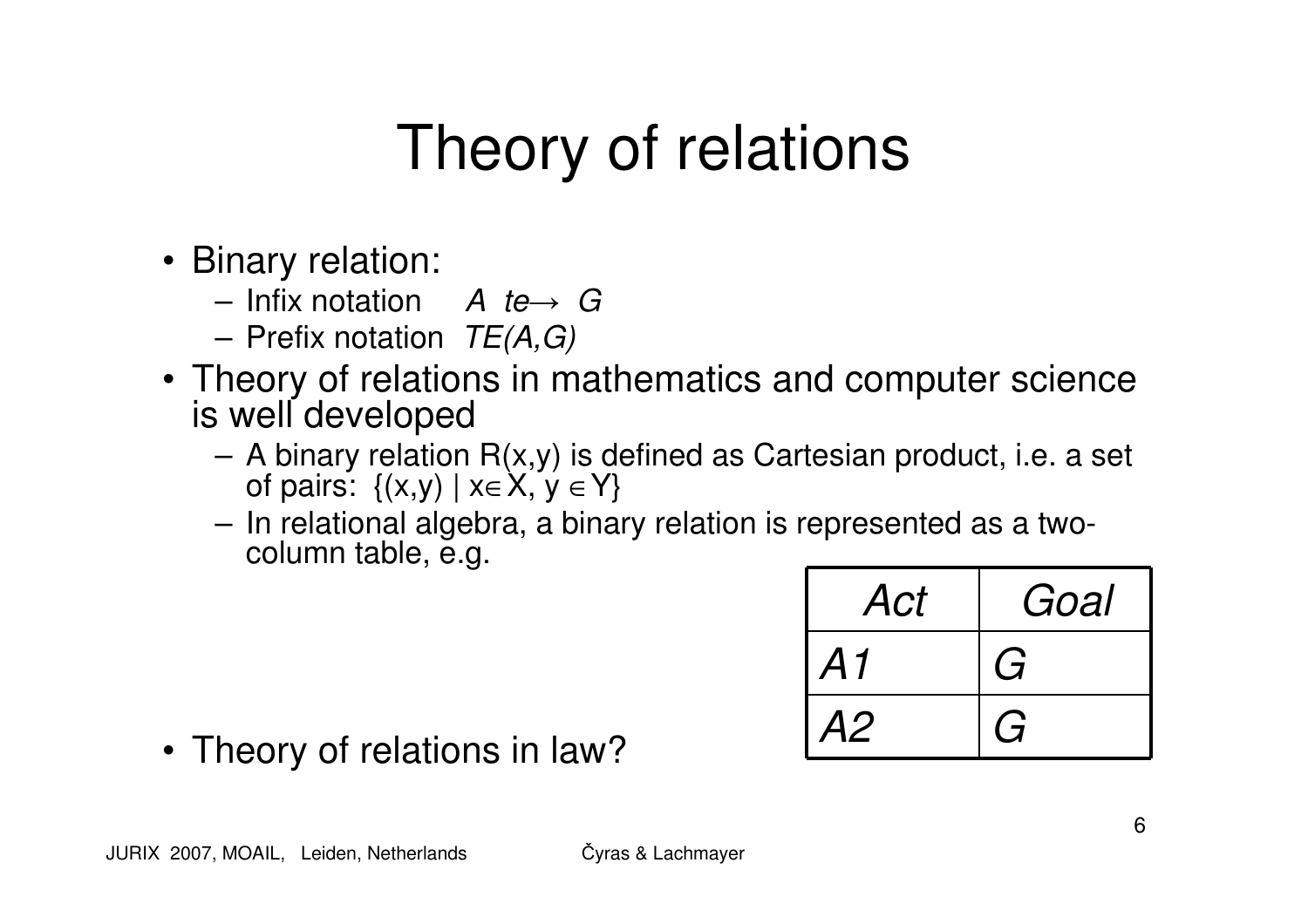# Theory of relations

- Binary relation:
  - Infix notation    *A te→ G*
  - Prefix notation  *TE(A,G)*
- Theory of relations in mathematics and computer science is well developed
  - A binary relation R(x,y) is defined as Cartesian product, i.e. a set of pairs: $\{(x,y) \mid x \in X,\ y \in Y\}$
  - In relational algebra, a binary relation is represented as a two-column table, e.g.

| *Act* | *Goal* |
|---|---|
| *A1* | *G* |
| *A2* | *G* |

- Theory of relations in law?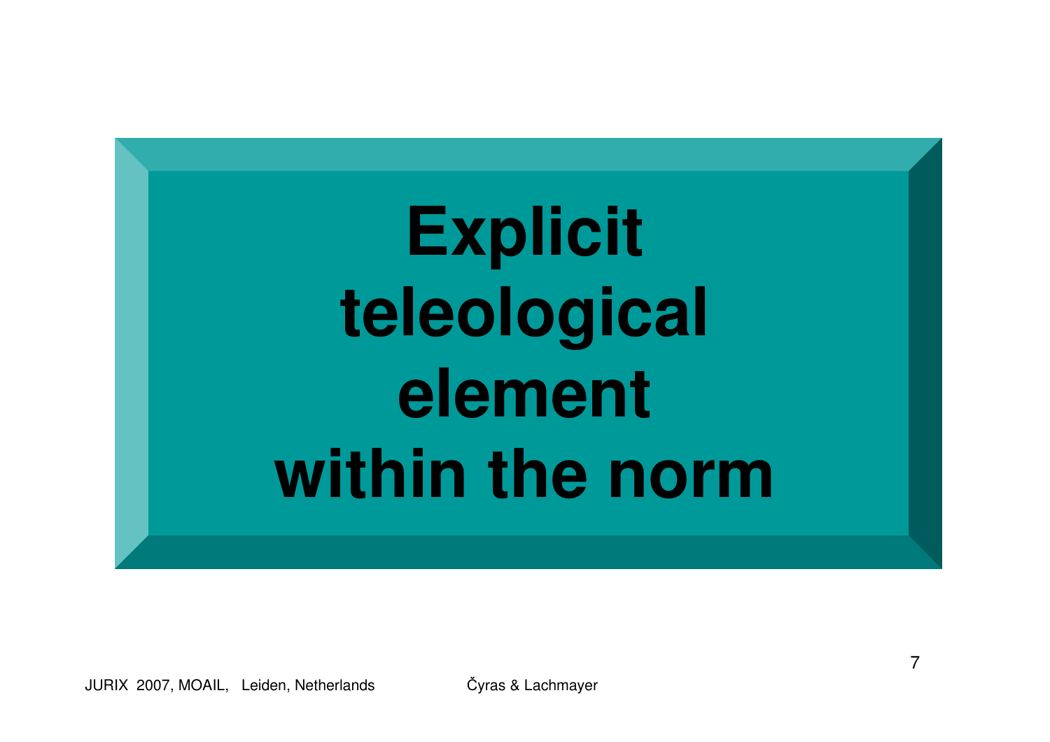# Explicit teleological element within the norm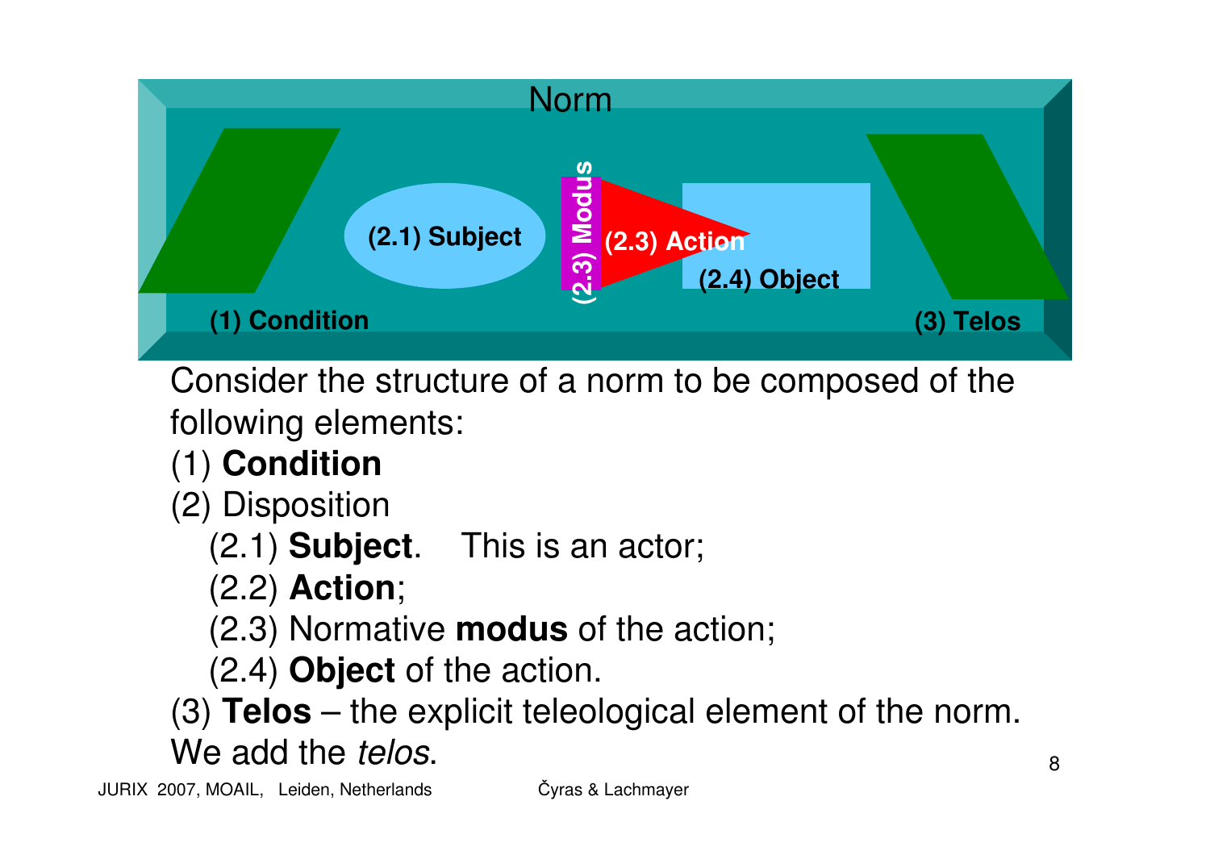Norm

(1) Condition

(2.1) Subject

(2.3) Modus

(2.3) Action

(2.4) Object

(3) Telos

Consider the structure of a norm to be composed of the following elements:

(1) **Condition**

(2) Disposition

- (2.1) **Subject**. This is an actor;
- (2.2) **Action**;
- (2.3) Normative **modus** of the action;
- (2.4) **Object** of the action.

(3) **Telos** – the explicit teleological element of the norm.

We add the *telos*.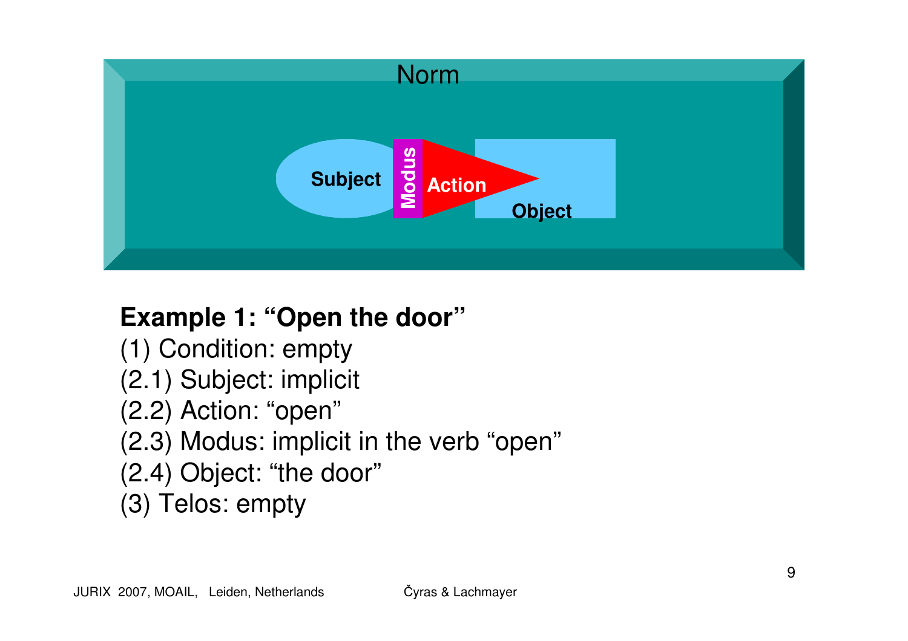Norm

Subject | Modus | Action | Object

**Example 1: "Open the door"**

(1) Condition: empty
(2.1) Subject: implicit
(2.2) Action: "open"
(2.3) Modus: implicit in the verb "open"
(2.4) Object: "the door"
(3) Telos: empty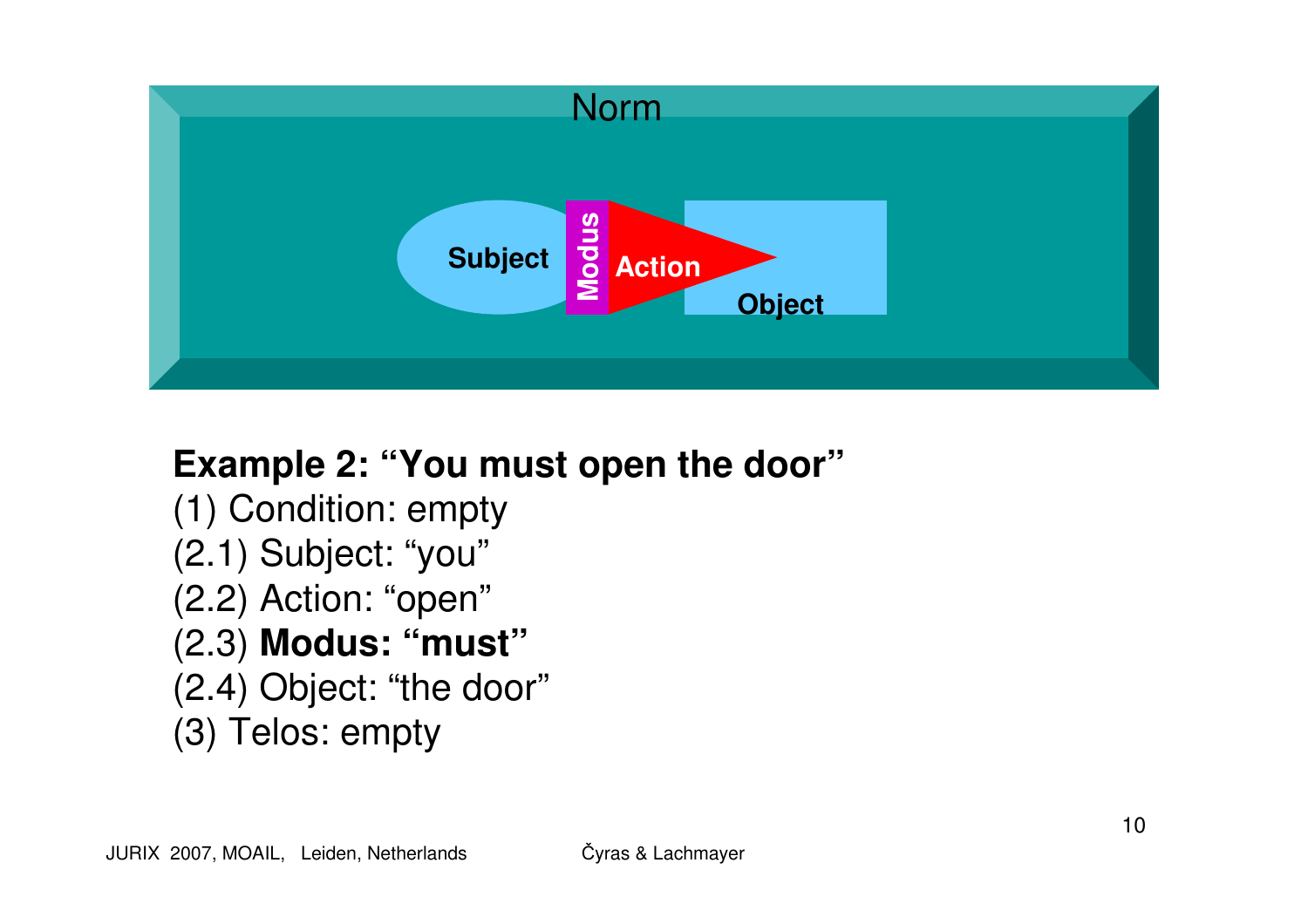Norm

Subject | Modus | Action | Object

**Example 2: "You must open the door"**

(1) Condition: empty

(2.1) Subject: "you"

(2.2) Action: "open"

(2.3) **Modus: "must"**

(2.4) Object: "the door"

(3) Telos: empty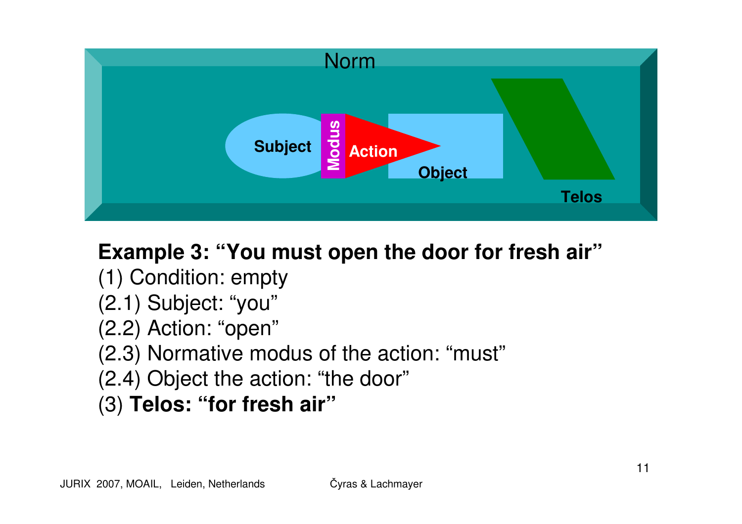Norm

Subject | Modus | Action | Object | Telos

**Example 3: “You must open the door for fresh air”**

(1) Condition: empty

(2.1) Subject: “you”

(2.2) Action: “open”

(2.3) Normative modus of the action: “must”

(2.4) Object the action: “the door”

(3) **Telos: “for fresh air”**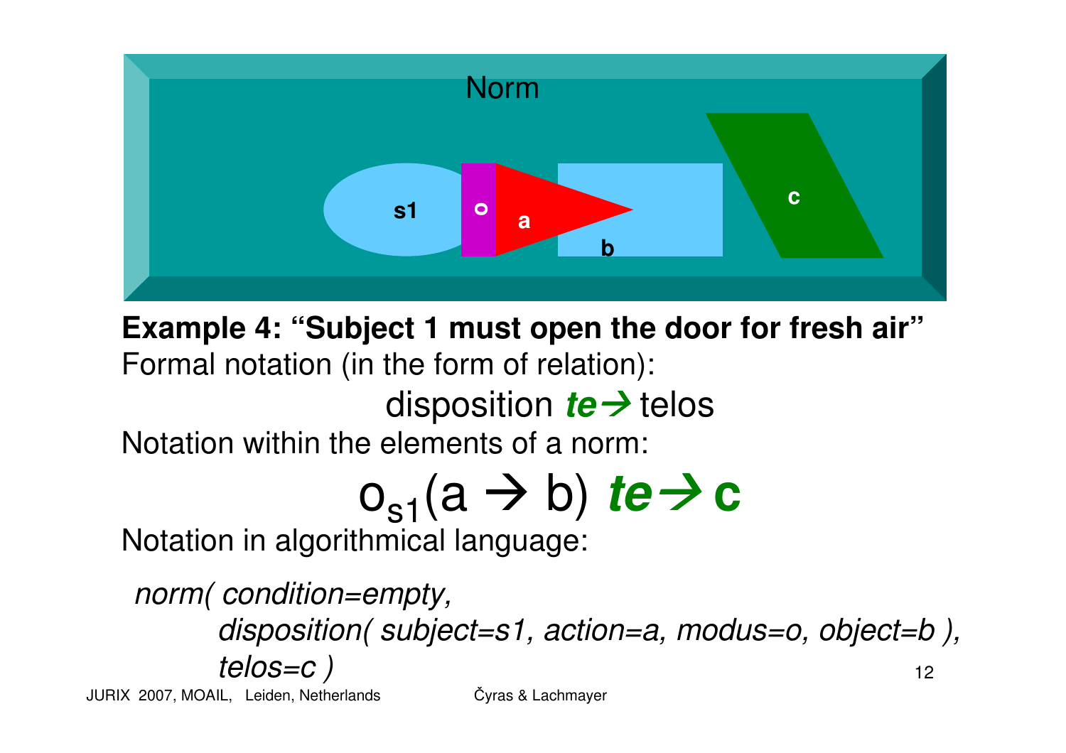Norm

s1 o a b c

**Example 4: "Subject 1 must open the door for fresh air"**

Formal notation (in the form of relation):

$$\text{disposition } \textbf{\textit{te}}\!\rightarrow \text{telos}$$

Notation within the elements of a norm:

$$o_{s1}(a \rightarrow b)\ \textbf{\textit{te}}\!\rightarrow \mathbf{c}$$

Notation in algorithmical language:

*norm( condition=empty,*
*disposition( subject=s1, action=a, modus=o, object=b ),*
*telos=c )*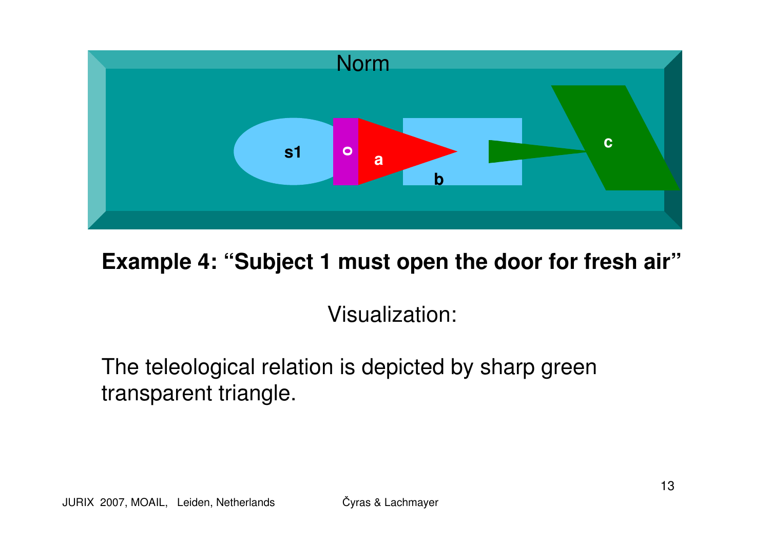Norm

s1 o a b c

**Example 4: “Subject 1 must open the door for fresh air”**

Visualization:

The teleological relation is depicted by sharp green transparent triangle.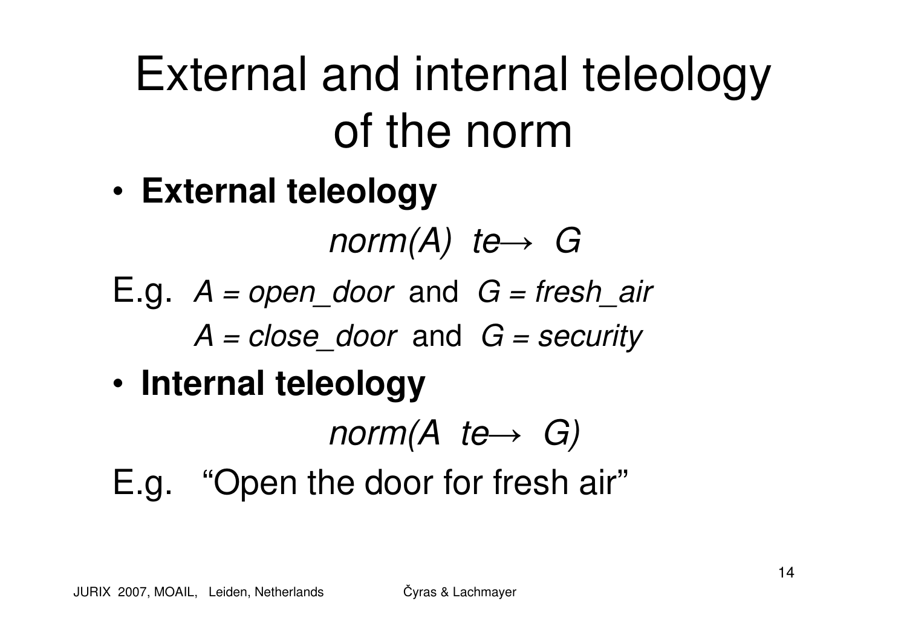# External and internal teleology of the norm

- **External teleology**

$$norm(A) \ \overset{te}{\rightarrow} \ G$$

E.g. *A = open_door* and *G = fresh_air*

*A = close_door* and *G = security*

- **Internal teleology**

$$norm(A \ \overset{te}{\rightarrow} \ G)$$

E.g. "Open the door for fresh air"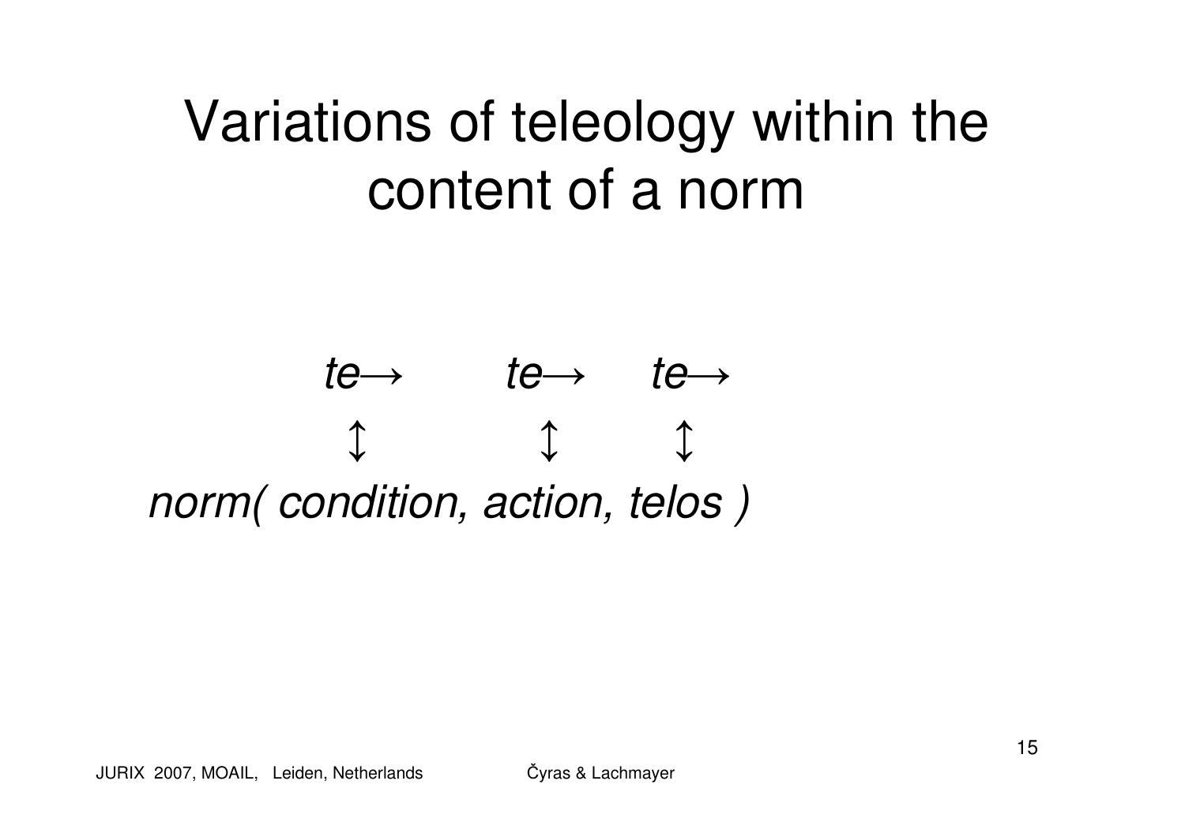# Variations of teleology within the content of a norm

```
        te→        te→     te→
         ↕          ↕       ↕
norm( condition, action, telos )
```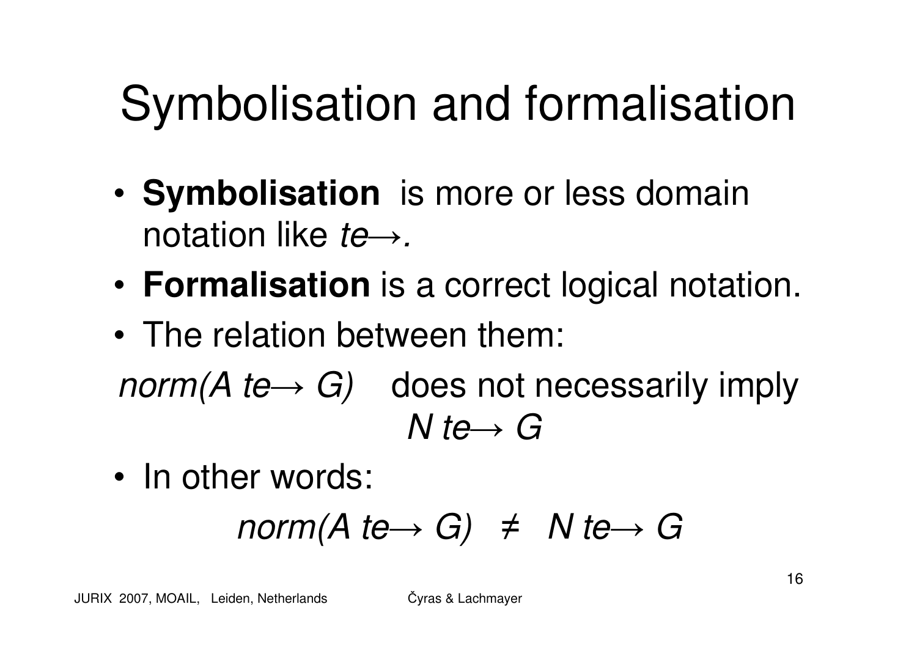# Symbolisation and formalisation

- **Symbolisation** is more or less domain notation like *te→.*
- **Formalisation** is a correct logical notation.
- The relation between them:

*norm(A te→ G)* does not necessarily imply *N te→ G*

- In other words:

$$norm(A\ te\!\rightarrow G) \neq N\ te\!\rightarrow G$$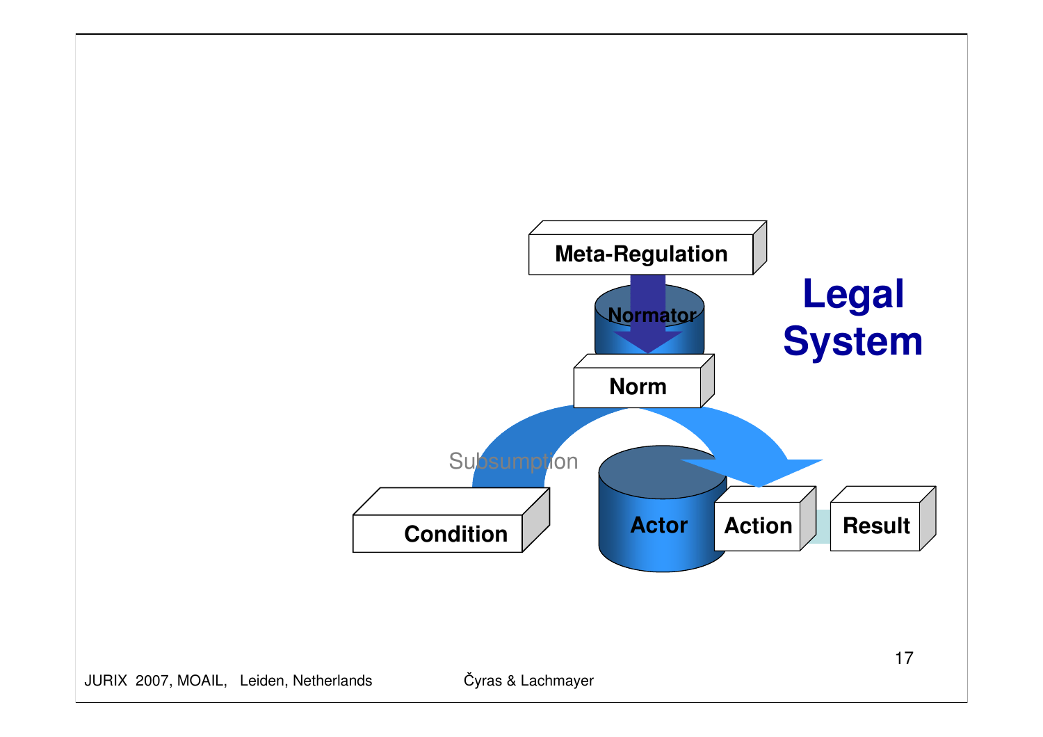**Legal System**

Meta-Regulation

Normator

Norm

Subsumption

Condition

Actor

Action

Result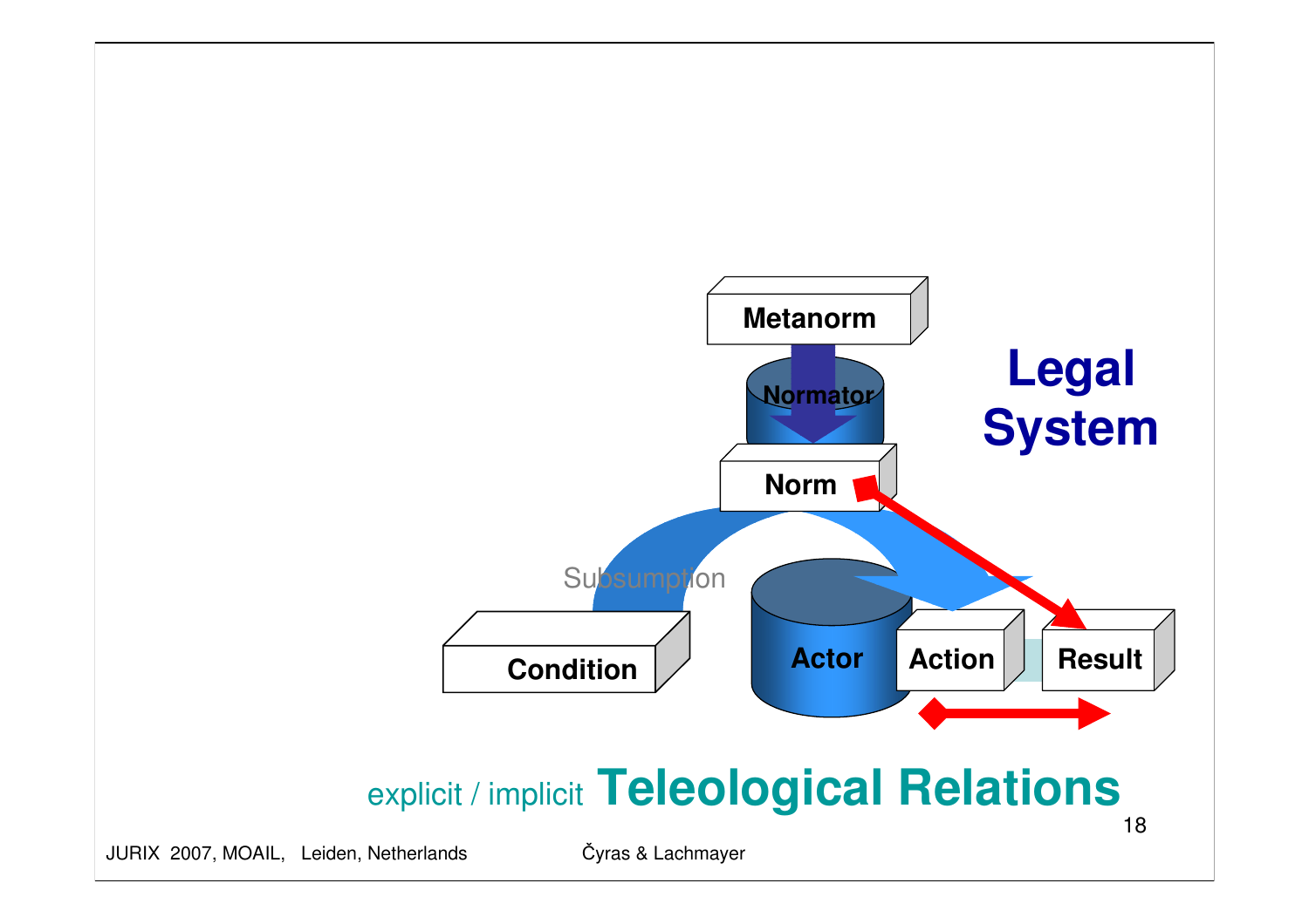Metanorm

Normator

Norm

**Legal System**

Subsumption

Condition

Actor

Action

Result

explicit / implicit **Teleological Relations**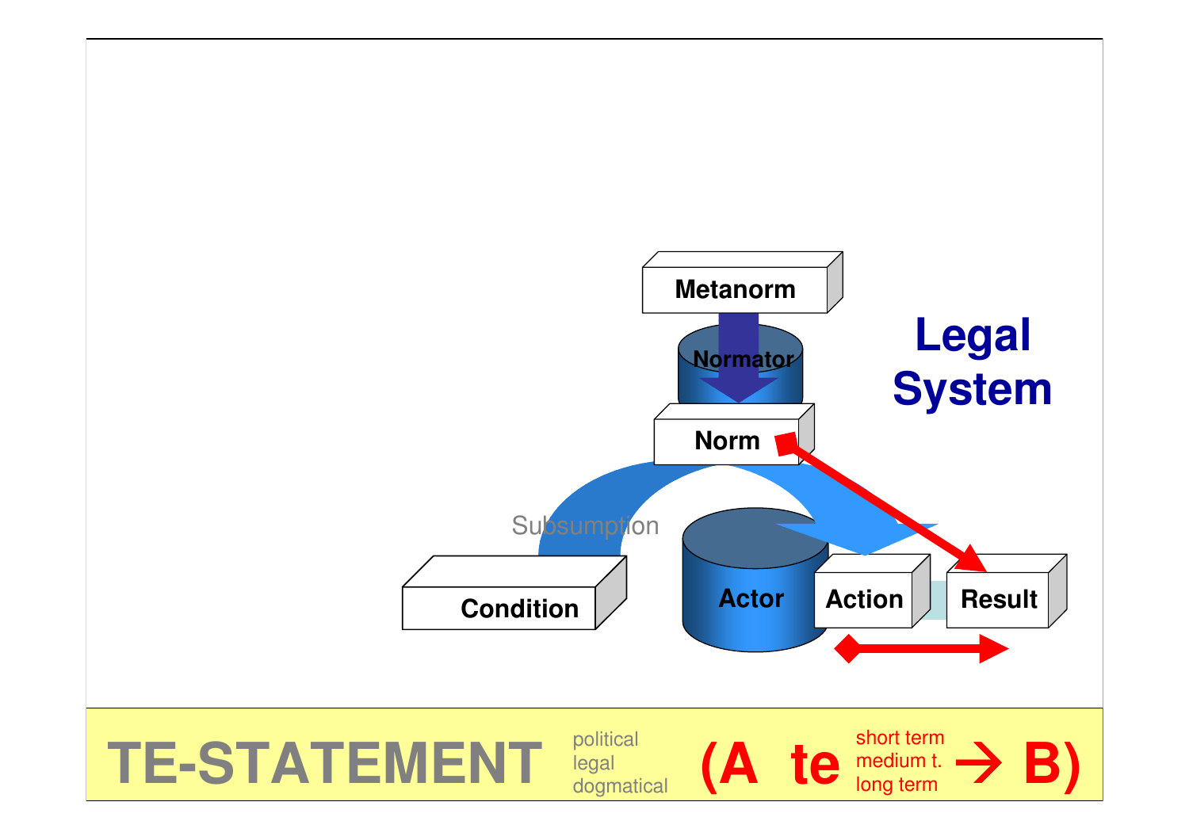Metanorm

Normator

Norm

Legal System

Subsumption

Condition

Actor

Action

Result

**TE-STATEMENT** political legal dogmatical **(A te** short term medium t. long term **→ B)**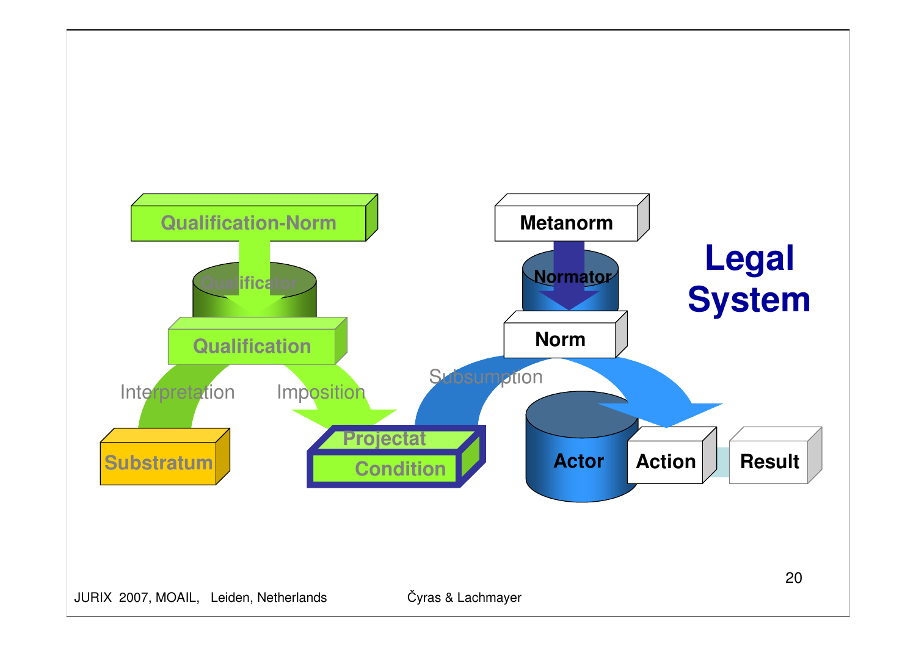# Legal System

Qualification-Norm

Qualificator

Qualification

Interpretation

Imposition

Substratum

Projectat

Condition

Metanorm

Normator

Norm

Subsumption

Actor

Action

Result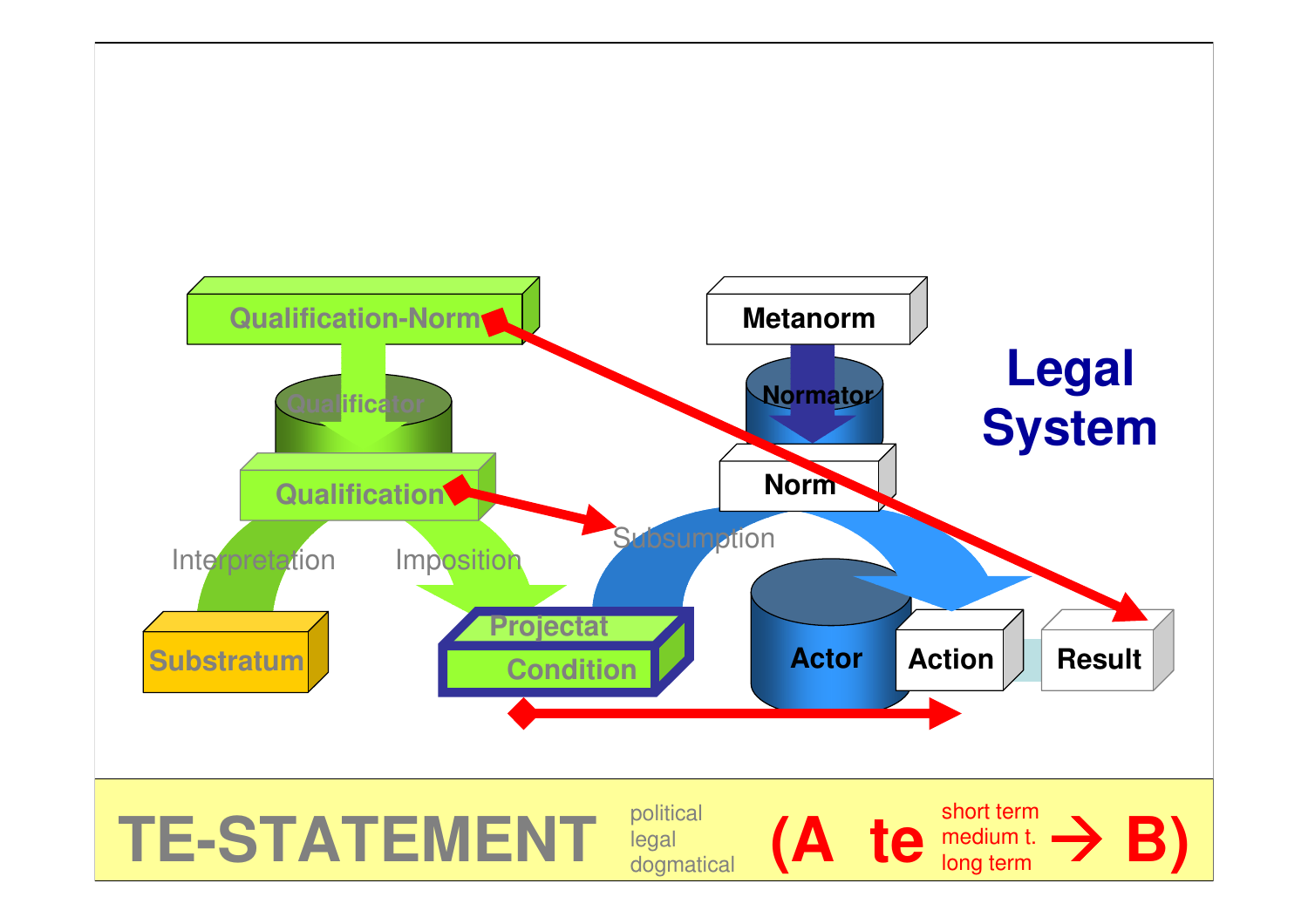Qualification-Norm

Qualificator

Qualification

Interpretation

Imposition

Substratum

Projectat

Condition

Metanorm

Normator

Norm

Subsumption

Actor

Action

Result

**Legal System**

**TE-STATEMENT**

political
legal
dogmatical

**(A te** short term / medium t. / long term **→ B)**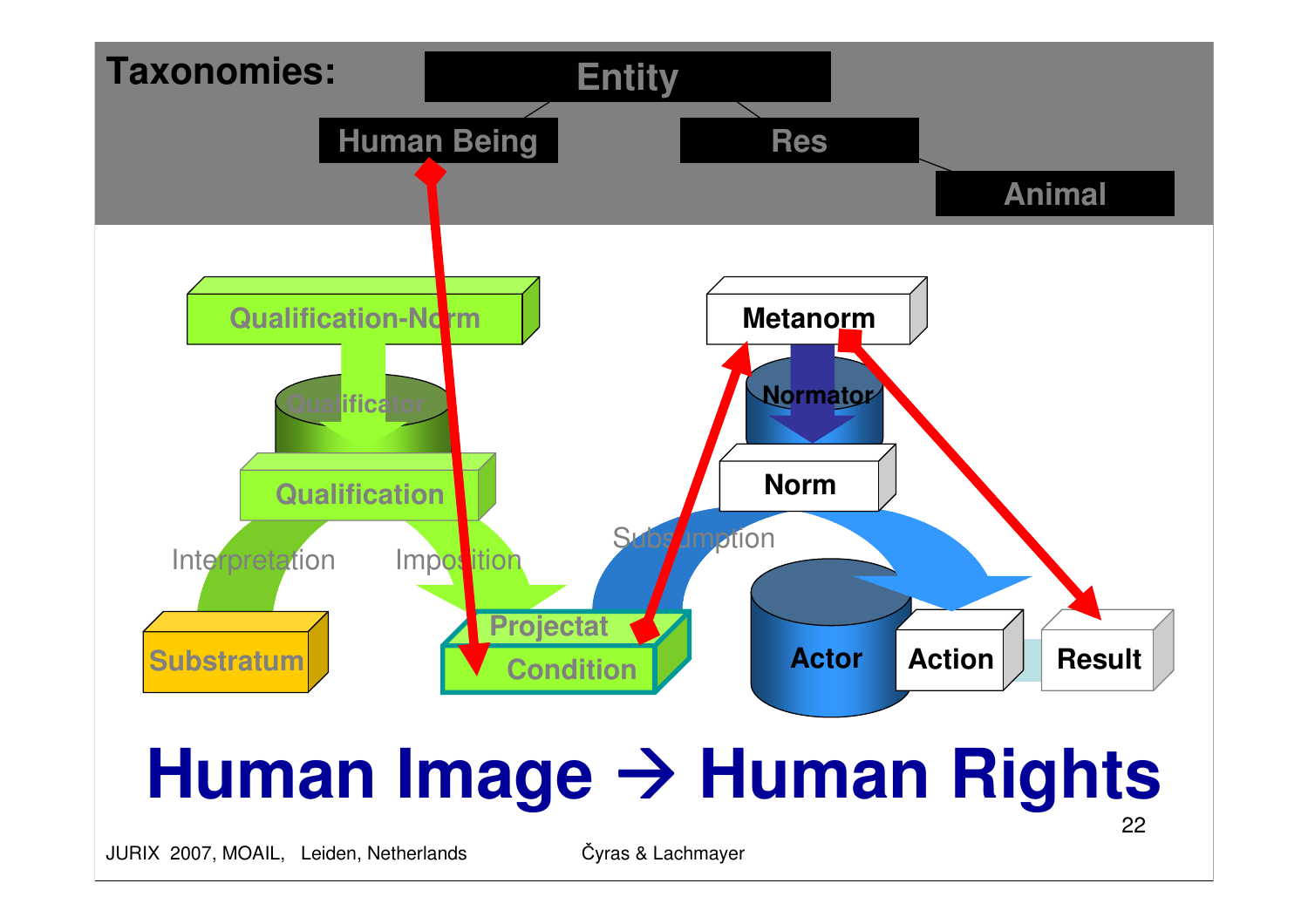**Taxonomies:**

- Entity
  - Human Being
  - Res
    - Animal

Qualification-Norm

Qualificator

Qualification

Interpretation

Imposition

Substratum

Projectat

Condition

Metanorm

Normator

Norm

Subsumption

Actor

Action

Result

# Human Image → Human Rights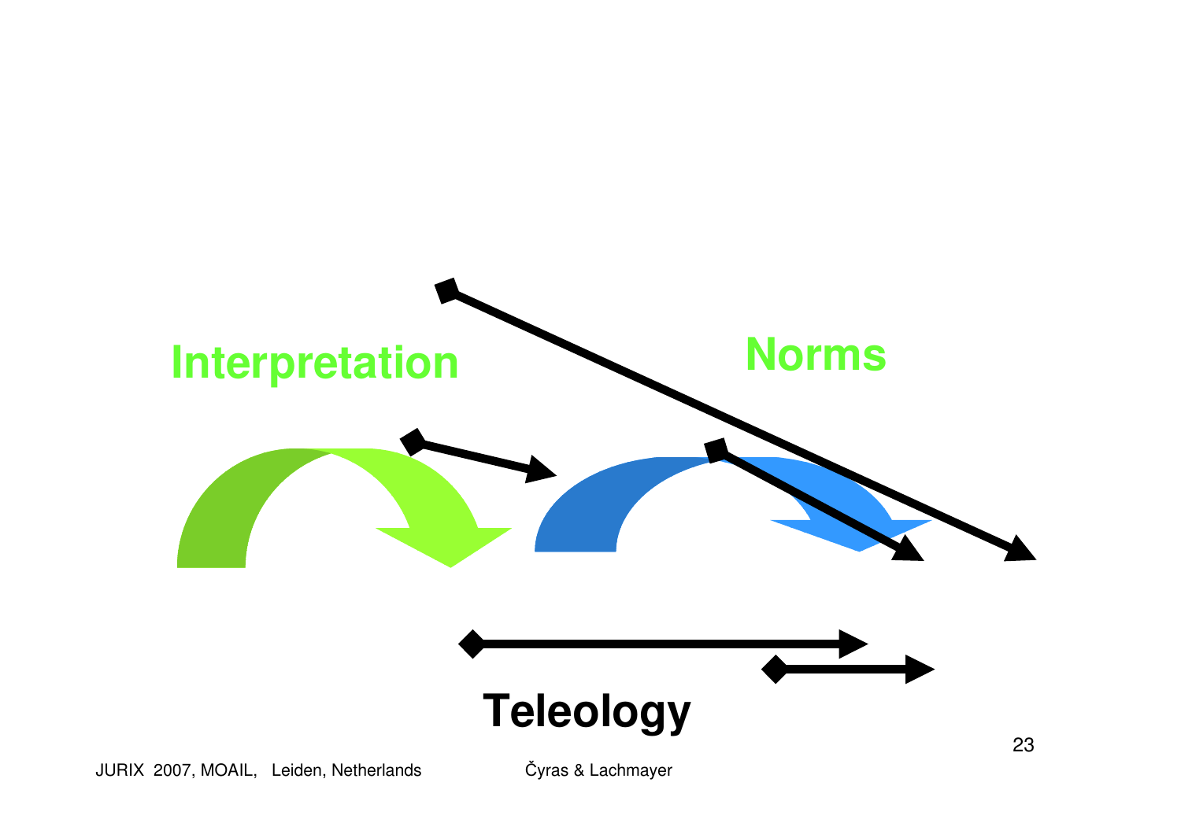Interpretation

Norms

Teleology